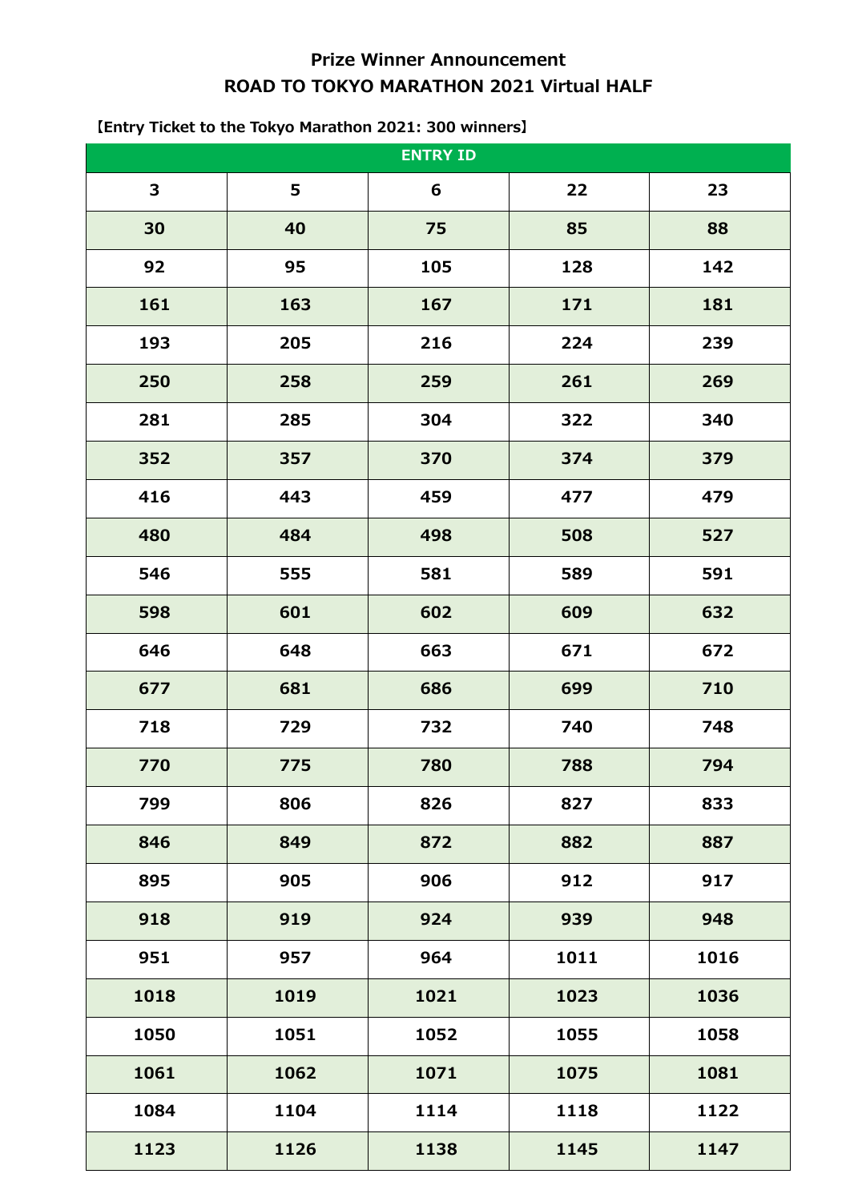# Prize Winner Announcement

# ROAD TO TOKYO MARATHON 2021 Virtual HALF

**【Entry Ticket to the Tokyo Marathon 2021: 300 winners】**

| ENTRY ID | | | | |
|---|---|---|---|---|
| 3 | 5 | 6 | 22 | 23 |
| 30 | 40 | 75 | 85 | 88 |
| 92 | 95 | 105 | 128 | 142 |
| 161 | 163 | 167 | 171 | 181 |
| 193 | 205 | 216 | 224 | 239 |
| 250 | 258 | 259 | 261 | 269 |
| 281 | 285 | 304 | 322 | 340 |
| 352 | 357 | 370 | 374 | 379 |
| 416 | 443 | 459 | 477 | 479 |
| 480 | 484 | 498 | 508 | 527 |
| 546 | 555 | 581 | 589 | 591 |
| 598 | 601 | 602 | 609 | 632 |
| 646 | 648 | 663 | 671 | 672 |
| 677 | 681 | 686 | 699 | 710 |
| 718 | 729 | 732 | 740 | 748 |
| 770 | 775 | 780 | 788 | 794 |
| 799 | 806 | 826 | 827 | 833 |
| 846 | 849 | 872 | 882 | 887 |
| 895 | 905 | 906 | 912 | 917 |
| 918 | 919 | 924 | 939 | 948 |
| 951 | 957 | 964 | 1011 | 1016 |
| 1018 | 1019 | 1021 | 1023 | 1036 |
| 1050 | 1051 | 1052 | 1055 | 1058 |
| 1061 | 1062 | 1071 | 1075 | 1081 |
| 1084 | 1104 | 1114 | 1118 | 1122 |
| 1123 | 1126 | 1138 | 1145 | 1147 |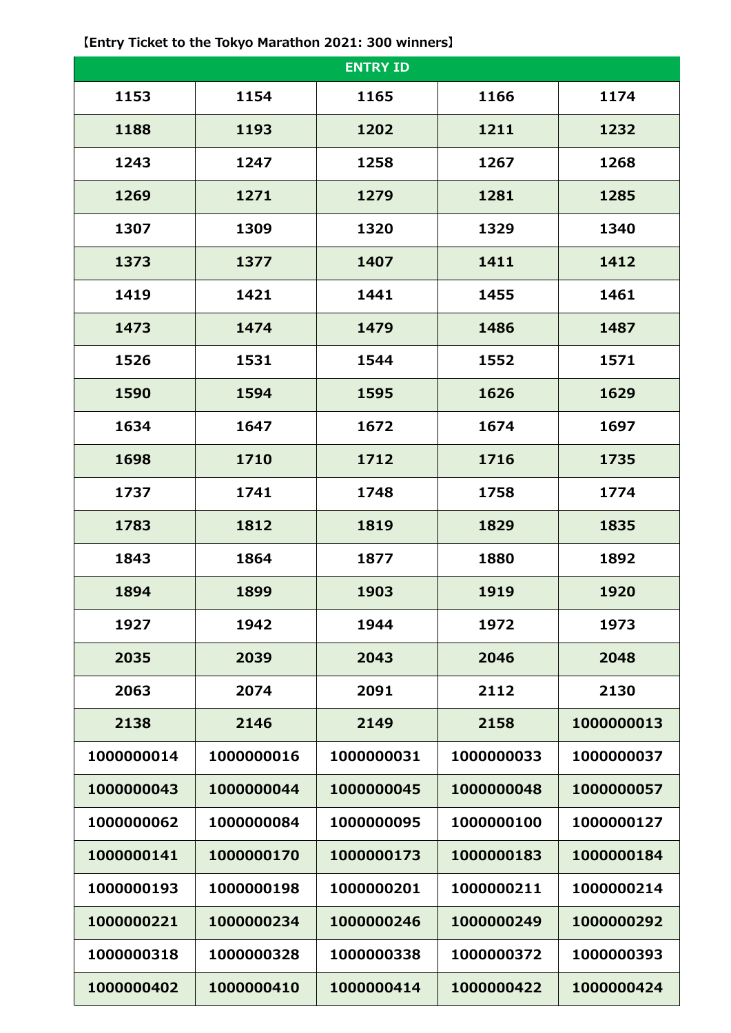**【Entry Ticket to the Tokyo Marathon 2021: 300 winners】**

| ENTRY ID | | | | |
|---|---|---|---|---|
| 1153 | 1154 | 1165 | 1166 | 1174 |
| 1188 | 1193 | 1202 | 1211 | 1232 |
| 1243 | 1247 | 1258 | 1267 | 1268 |
| 1269 | 1271 | 1279 | 1281 | 1285 |
| 1307 | 1309 | 1320 | 1329 | 1340 |
| 1373 | 1377 | 1407 | 1411 | 1412 |
| 1419 | 1421 | 1441 | 1455 | 1461 |
| 1473 | 1474 | 1479 | 1486 | 1487 |
| 1526 | 1531 | 1544 | 1552 | 1571 |
| 1590 | 1594 | 1595 | 1626 | 1629 |
| 1634 | 1647 | 1672 | 1674 | 1697 |
| 1698 | 1710 | 1712 | 1716 | 1735 |
| 1737 | 1741 | 1748 | 1758 | 1774 |
| 1783 | 1812 | 1819 | 1829 | 1835 |
| 1843 | 1864 | 1877 | 1880 | 1892 |
| 1894 | 1899 | 1903 | 1919 | 1920 |
| 1927 | 1942 | 1944 | 1972 | 1973 |
| 2035 | 2039 | 2043 | 2046 | 2048 |
| 2063 | 2074 | 2091 | 2112 | 2130 |
| 2138 | 2146 | 2149 | 2158 | 1000000013 |
| 1000000014 | 1000000016 | 1000000031 | 1000000033 | 1000000037 |
| 1000000043 | 1000000044 | 1000000045 | 1000000048 | 1000000057 |
| 1000000062 | 1000000084 | 1000000095 | 1000000100 | 1000000127 |
| 1000000141 | 1000000170 | 1000000173 | 1000000183 | 1000000184 |
| 1000000193 | 1000000198 | 1000000201 | 1000000211 | 1000000214 |
| 1000000221 | 1000000234 | 1000000246 | 1000000249 | 1000000292 |
| 1000000318 | 1000000328 | 1000000338 | 1000000372 | 1000000393 |
| 1000000402 | 1000000410 | 1000000414 | 1000000422 | 1000000424 |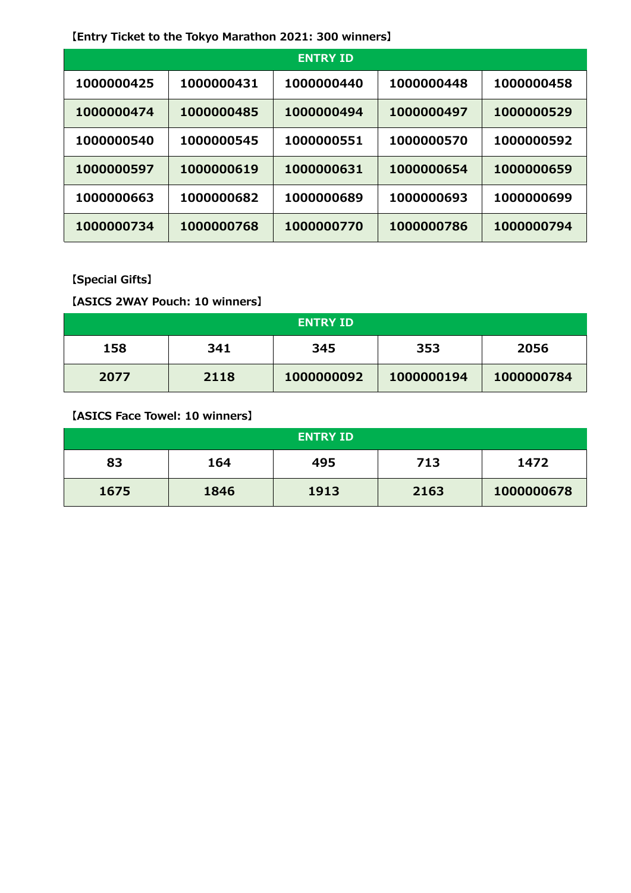**【Entry Ticket to the Tokyo Marathon 2021: 300 winners】**

| ENTRY ID | | | | |
|---|---|---|---|---|
| 1000000425 | 1000000431 | 1000000440 | 1000000448 | 1000000458 |
| 1000000474 | 1000000485 | 1000000494 | 1000000497 | 1000000529 |
| 1000000540 | 1000000545 | 1000000551 | 1000000570 | 1000000592 |
| 1000000597 | 1000000619 | 1000000631 | 1000000654 | 1000000659 |
| 1000000663 | 1000000682 | 1000000689 | 1000000693 | 1000000699 |
| 1000000734 | 1000000768 | 1000000770 | 1000000786 | 1000000794 |

**【Special Gifts】**

**【ASICS 2WAY Pouch: 10 winners】**

| ENTRY ID | | | | |
|---|---|---|---|---|
| 158 | 341 | 345 | 353 | 2056 |
| 2077 | 2118 | 1000000092 | 1000000194 | 1000000784 |

**【ASICS Face Towel: 10 winners】**

| ENTRY ID | | | | |
|---|---|---|---|---|
| 83 | 164 | 495 | 713 | 1472 |
| 1675 | 1846 | 1913 | 2163 | 1000000678 |